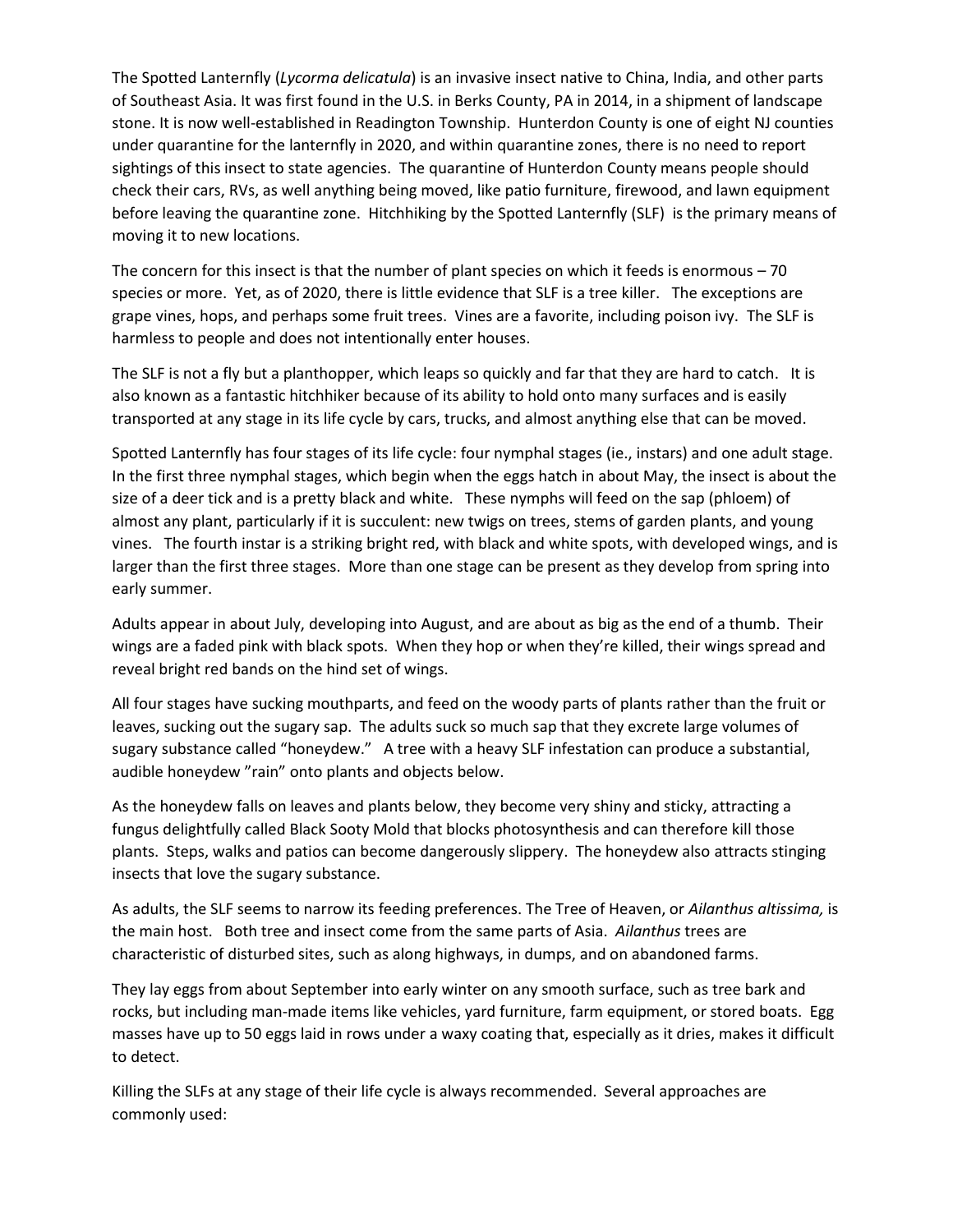The Spotted Lanternfly (*Lycorma delicatula*) is an invasive insect native to China, India, and other parts of Southeast Asia. It was first found in the U.S. in Berks County, PA in 2014, in a shipment of landscape stone. It is now well-established in Readington Township. Hunterdon County is one of eight NJ counties under quarantine for the lanternfly in 2020, and within quarantine zones, there is no need to report sightings of this insect to state agencies. The quarantine of Hunterdon County means people should check their cars, RVs, as well anything being moved, like patio furniture, firewood, and lawn equipment before leaving the quarantine zone. Hitchhiking by the Spotted Lanternfly (SLF) is the primary means of moving it to new locations.

The concern for this insect is that the number of plant species on which it feeds is enormous – 70 species or more. Yet, as of 2020, there is little evidence that SLF is a tree killer. The exceptions are grape vines, hops, and perhaps some fruit trees. Vines are a favorite, including poison ivy. The SLF is harmless to people and does not intentionally enter houses.

The SLF is not a fly but a planthopper, which leaps so quickly and far that they are hard to catch. It is also known as a fantastic hitchhiker because of its ability to hold onto many surfaces and is easily transported at any stage in its life cycle by cars, trucks, and almost anything else that can be moved.

Spotted Lanternfly has four stages of its life cycle: four nymphal stages (ie., instars) and one adult stage. In the first three nymphal stages, which begin when the eggs hatch in about May, the insect is about the size of a deer tick and is a pretty black and white. These nymphs will feed on the sap (phloem) of almost any plant, particularly if it is succulent: new twigs on trees, stems of garden plants, and young vines. The fourth instar is a striking bright red, with black and white spots, with developed wings, and is larger than the first three stages. More than one stage can be present as they develop from spring into early summer.

Adults appear in about July, developing into August, and are about as big as the end of a thumb. Their wings are a faded pink with black spots. When they hop or when they're killed, their wings spread and reveal bright red bands on the hind set of wings.

All four stages have sucking mouthparts, and feed on the woody parts of plants rather than the fruit or leaves, sucking out the sugary sap. The adults suck so much sap that they excrete large volumes of sugary substance called "honeydew." A tree with a heavy SLF infestation can produce a substantial, audible honeydew "rain" onto plants and objects below.

As the honeydew falls on leaves and plants below, they become very shiny and sticky, attracting a fungus delightfully called Black Sooty Mold that blocks photosynthesis and can therefore kill those plants. Steps, walks and patios can become dangerously slippery. The honeydew also attracts stinging insects that love the sugary substance.

As adults, the SLF seems to narrow its feeding preferences. The Tree of Heaven, or *Ailanthus altissima,* is the main host. Both tree and insect come from the same parts of Asia. *Ailanthus* trees are characteristic of disturbed sites, such as along highways, in dumps, and on abandoned farms.

They lay eggs from about September into early winter on any smooth surface, such as tree bark and rocks, but including man-made items like vehicles, yard furniture, farm equipment, or stored boats. Egg masses have up to 50 eggs laid in rows under a waxy coating that, especially as it dries, makes it difficult to detect.

Killing the SLFs at any stage of their life cycle is always recommended. Several approaches are commonly used: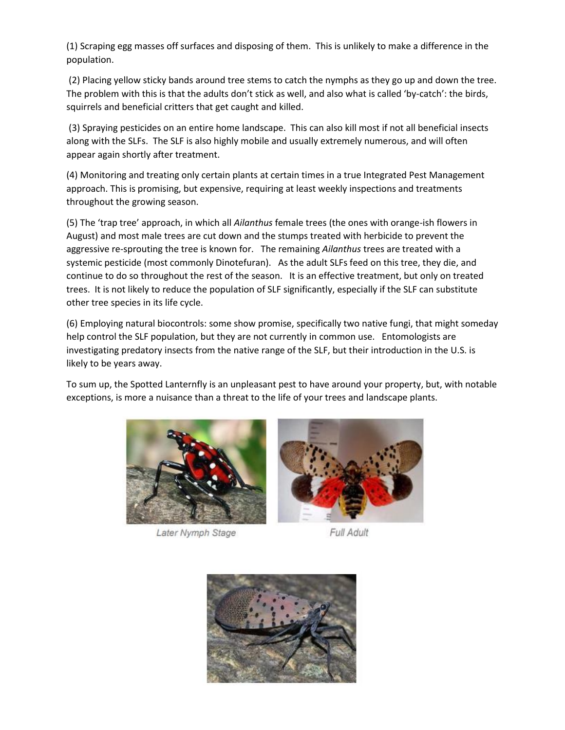(1) Scraping egg masses off surfaces and disposing of them. This is unlikely to make a difference in the population.

(2) Placing yellow sticky bands around tree stems to catch the nymphs as they go up and down the tree. The problem with this is that the adults don't stick as well, and also what is called 'by-catch': the birds, squirrels and beneficial critters that get caught and killed.

(3) Spraying pesticides on an entire home landscape. This can also kill most if not all beneficial insects along with the SLFs. The SLF is also highly mobile and usually extremely numerous, and will often appear again shortly after treatment.

(4) Monitoring and treating only certain plants at certain times in a true Integrated Pest Management approach. This is promising, but expensive, requiring at least weekly inspections and treatments throughout the growing season.

(5) The 'trap tree' approach, in which all *Ailanthus* female trees (the ones with orange-ish flowers in August) and most male trees are cut down and the stumps treated with herbicide to prevent the aggressive re-sprouting the tree is known for. The remaining *Ailanthus* trees are treated with a systemic pesticide (most commonly Dinotefuran). As the adult SLFs feed on this tree, they die, and continue to do so throughout the rest of the season. It is an effective treatment, but only on treated trees. It is not likely to reduce the population of SLF significantly, especially if the SLF can substitute other tree species in its life cycle.

(6) Employing natural biocontrols: some show promise, specifically two native fungi, that might someday help control the SLF population, but they are not currently in common use. Entomologists are investigating predatory insects from the native range of the SLF, but their introduction in the U.S. is likely to be years away.

To sum up, the Spotted Lanternfly is an unpleasant pest to have around your property, but, with notable exceptions, is more a nuisance than a threat to the life of your trees and landscape plants.

Later Nymph Stage

Full Adult